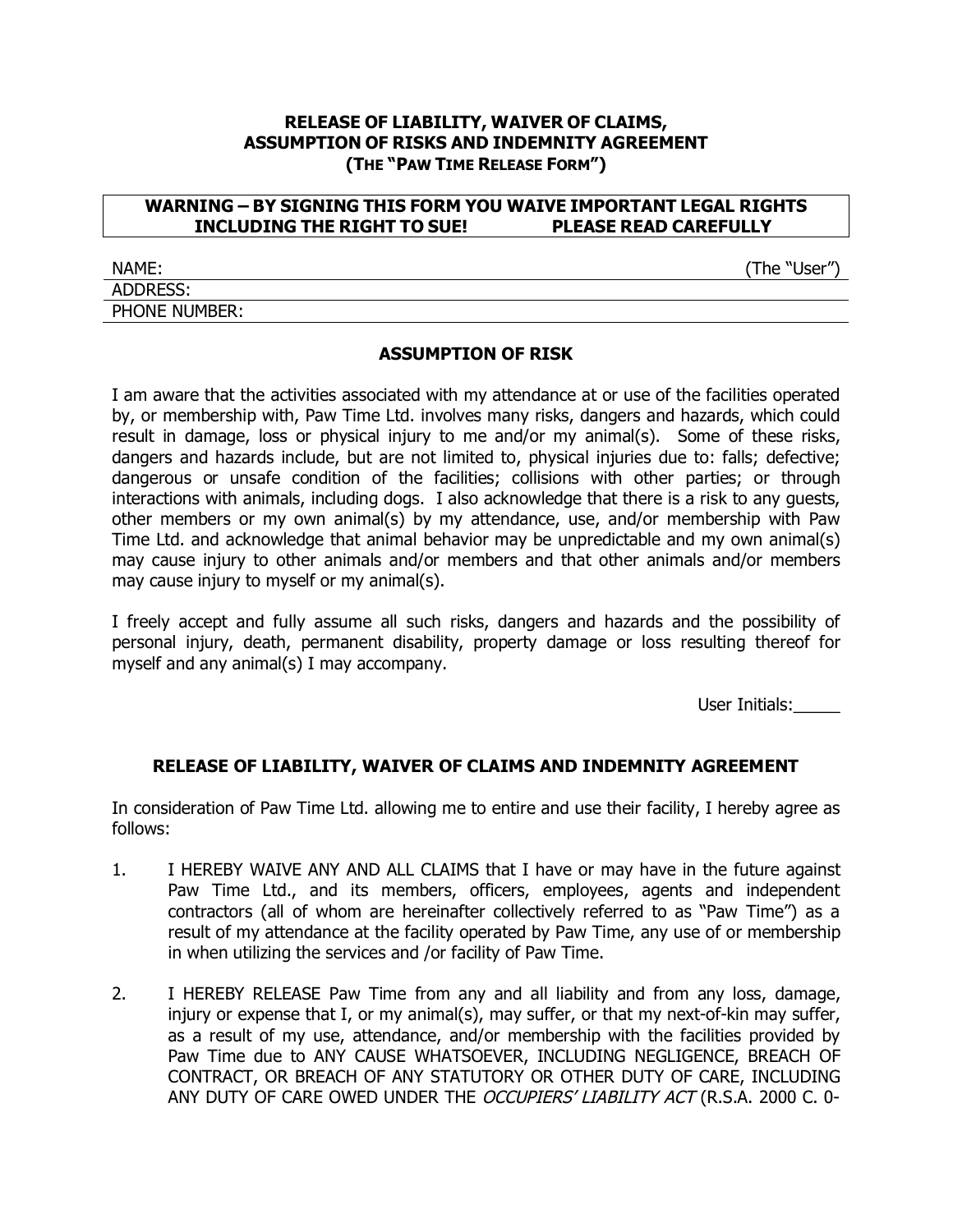# RELEASE OF LIABILITY, WAIVER OF CLAIMS, ASSUMPTION OF RISKS AND INDEMNITY AGREEMENT

**(THE "PAW TIME RELEASE FORM")**

| **WARNING – BY SIGNING THIS FORM YOU WAIVE IMPORTANT LEGAL RIGHTS INCLUDING THE RIGHT TO SUE! PLEASE READ CAREFULLY** |
|---|

NAME: (The "User")

ADDRESS:

PHONE NUMBER:

## ASSUMPTION OF RISK

I am aware that the activities associated with my attendance at or use of the facilities operated by, or membership with, Paw Time Ltd. involves many risks, dangers and hazards, which could result in damage, loss or physical injury to me and/or my animal(s). Some of these risks, dangers and hazards include, but are not limited to, physical injuries due to: falls; defective; dangerous or unsafe condition of the facilities; collisions with other parties; or through interactions with animals, including dogs. I also acknowledge that there is a risk to any guests, other members or my own animal(s) by my attendance, use, and/or membership with Paw Time Ltd. and acknowledge that animal behavior may be unpredictable and my own animal(s) may cause injury to other animals and/or members and that other animals and/or members may cause injury to myself or my animal(s).

I freely accept and fully assume all such risks, dangers and hazards and the possibility of personal injury, death, permanent disability, property damage or loss resulting thereof for myself and any animal(s) I may accompany.

User Initials:_____

## RELEASE OF LIABILITY, WAIVER OF CLAIMS AND INDEMNITY AGREEMENT

In consideration of Paw Time Ltd. allowing me to entire and use their facility, I hereby agree as follows:

1. I HEREBY WAIVE ANY AND ALL CLAIMS that I have or may have in the future against Paw Time Ltd., and its members, officers, employees, agents and independent contractors (all of whom are hereinafter collectively referred to as "Paw Time") as a result of my attendance at the facility operated by Paw Time, any use of or membership in when utilizing the services and /or facility of Paw Time.

2. I HEREBY RELEASE Paw Time from any and all liability and from any loss, damage, injury or expense that I, or my animal(s), may suffer, or that my next-of-kin may suffer, as a result of my use, attendance, and/or membership with the facilities provided by Paw Time due to ANY CAUSE WHATSOEVER, INCLUDING NEGLIGENCE, BREACH OF CONTRACT, OR BREACH OF ANY STATUTORY OR OTHER DUTY OF CARE, INCLUDING ANY DUTY OF CARE OWED UNDER THE *OCCUPIERS' LIABILITY ACT* (R.S.A. 2000 C. 0-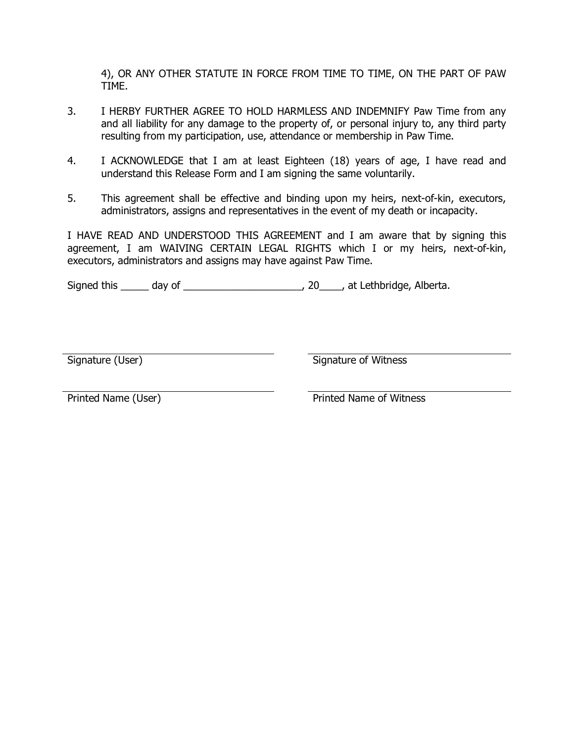4), OR ANY OTHER STATUTE IN FORCE FROM TIME TO TIME, ON THE PART OF PAW TIME.

3. I HERBY FURTHER AGREE TO HOLD HARMLESS AND INDEMNIFY Paw Time from any and all liability for any damage to the property of, or personal injury to, any third party resulting from my participation, use, attendance or membership in Paw Time.

4. I ACKNOWLEDGE that I am at least Eighteen (18) years of age, I have read and understand this Release Form and I am signing the same voluntarily.

5. This agreement shall be effective and binding upon my heirs, next-of-kin, executors, administrators, assigns and representatives in the event of my death or incapacity.

I HAVE READ AND UNDERSTOOD THIS AGREEMENT and I am aware that by signing this agreement, I am WAIVING CERTAIN LEGAL RIGHTS which I or my heirs, next-of-kin, executors, administrators and assigns may have against Paw Time.

Signed this _____ day of _____________________, 20____, at Lethbridge, Alberta.

| | |
|---|---|
| Signature (User) | Signature of Witness |
| Printed Name (User) | Printed Name of Witness |